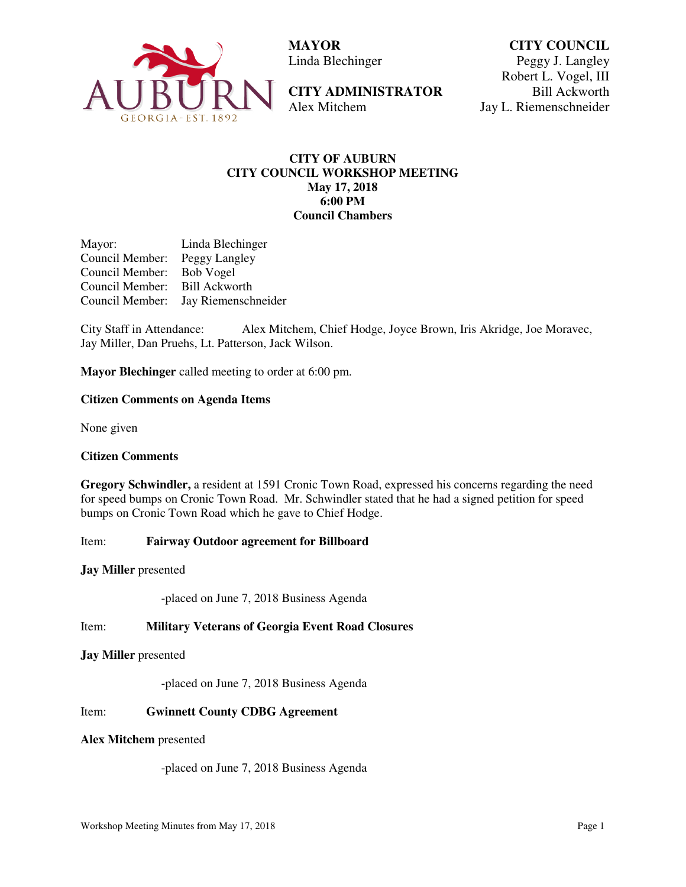**MAYOR**
Linda Blechinger

**CITY ADMINISTRATOR**
Alex Mitchem

**CITY COUNCIL**
Peggy J. Langley
Robert L. Vogel, III
Bill Ackworth
Jay L. Riemenschneider

**CITY OF AUBURN**
**CITY COUNCIL WORKSHOP MEETING**
**May 17, 2018**
**6:00 PM**
**Council Chambers**

Mayor: Linda Blechinger
Council Member: Peggy Langley
Council Member: Bob Vogel
Council Member: Bill Ackworth
Council Member: Jay Riemenschneider

City Staff in Attendance: Alex Mitchem, Chief Hodge, Joyce Brown, Iris Akridge, Joe Moravec, Jay Miller, Dan Pruehs, Lt. Patterson, Jack Wilson.

**Mayor Blechinger** called meeting to order at 6:00 pm.

**Citizen Comments on Agenda Items**

None given

**Citizen Comments**

**Gregory Schwindler,** a resident at 1591 Cronic Town Road, expressed his concerns regarding the need for speed bumps on Cronic Town Road. Mr. Schwindler stated that he had a signed petition for speed bumps on Cronic Town Road which he gave to Chief Hodge.

Item: **Fairway Outdoor agreement for Billboard**

**Jay Miller** presented

-placed on June 7, 2018 Business Agenda

Item: **Military Veterans of Georgia Event Road Closures**

**Jay Miller** presented

-placed on June 7, 2018 Business Agenda

Item: **Gwinnett County CDBG Agreement**

**Alex Mitchem** presented

-placed on June 7, 2018 Business Agenda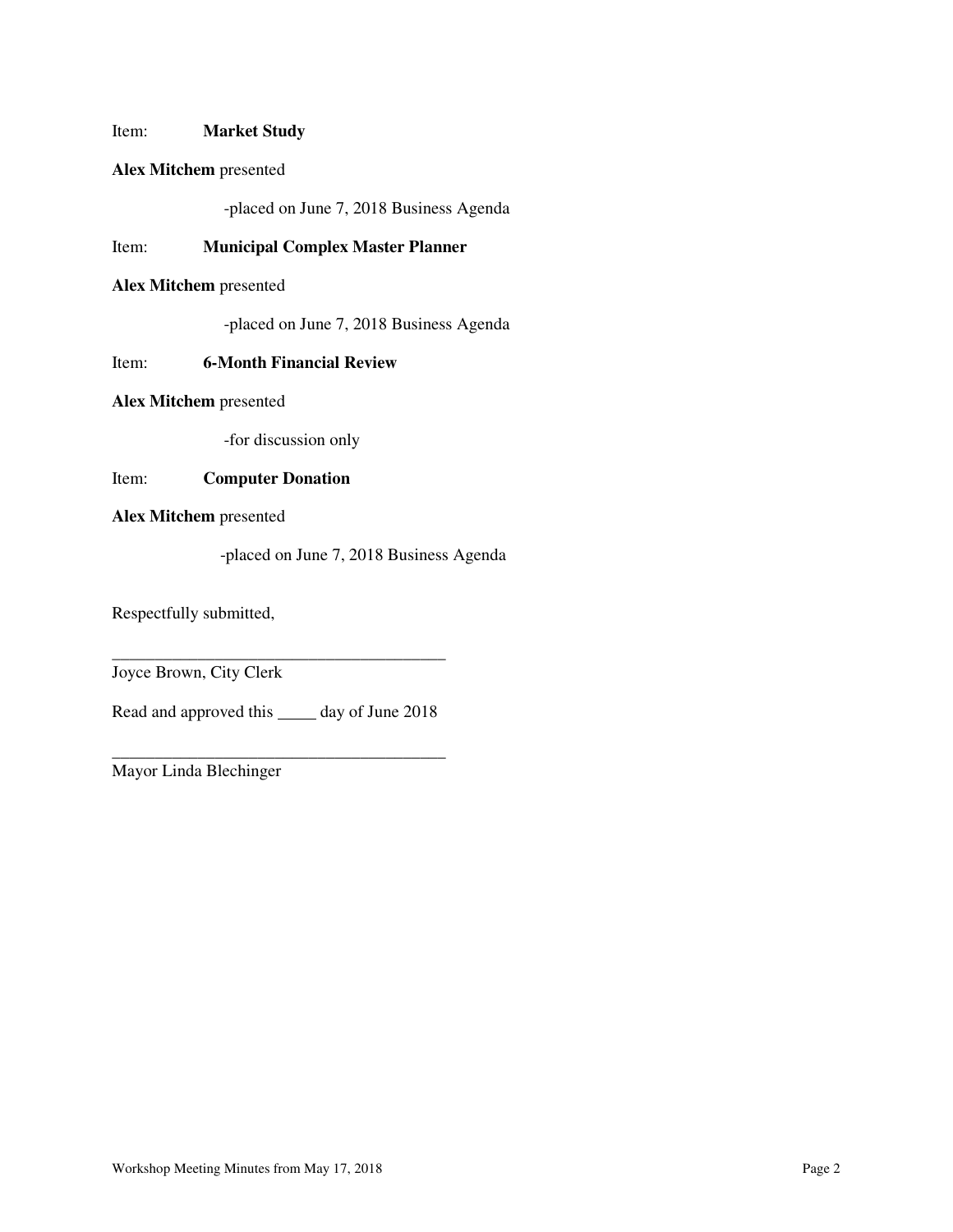Item: **Market Study**

**Alex Mitchem** presented

-placed on June 7, 2018 Business Agenda

Item: **Municipal Complex Master Planner**

**Alex Mitchem** presented

-placed on June 7, 2018 Business Agenda

Item: **6-Month Financial Review**

**Alex Mitchem** presented

-for discussion only

Item: **Computer Donation**

**Alex Mitchem** presented

-placed on June 7, 2018 Business Agenda

Respectfully submitted,

_______________________________________
Joyce Brown, City Clerk

Read and approved this _____ day of June 2018

_______________________________________
Mayor Linda Blechinger